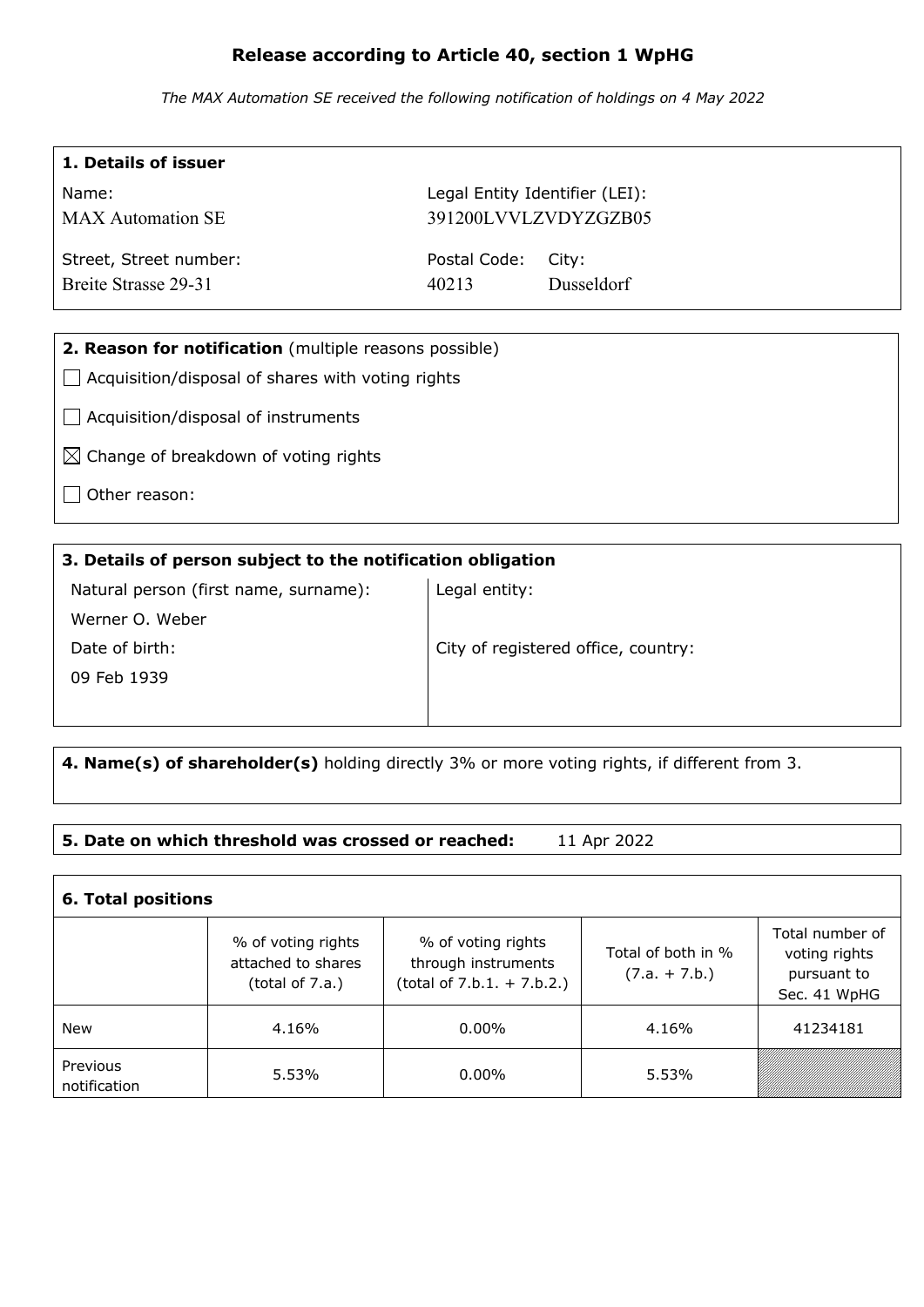# Release according to Article 40, section 1 WpHG

*The MAX Automation SE received the following notification of holdings on 4 May 2022*

| **1. Details of issuer** | | |
|---|---|---|
| Name: | Legal Entity Identifier (LEI): | |
| MAX Automation SE | 391200LVVLZVDYZGZB05 | |
| Street, Street number: | Postal Code: | City: |
| Breite Strasse 29-31 | 40213 | Dusseldorf |

**2. Reason for notification** (multiple reasons possible)

- ☐ Acquisition/disposal of shares with voting rights
- ☐ Acquisition/disposal of instruments
- ☒ Change of breakdown of voting rights
- ☐ Other reason:

| **3. Details of person subject to the notification obligation** | |
|---|---|
| Natural person (first name, surname): | Legal entity: |
| Werner O. Weber | |
| Date of birth: | City of registered office, country: |
| 09 Feb 1939 | |

**4. Name(s) of shareholder(s)** holding directly 3% or more voting rights, if different from 3.

**5. Date on which threshold was crossed or reached:** 11 Apr 2022

**6. Total positions**

| | % of voting rights attached to shares (total of 7.a.) | % of voting rights through instruments (total of 7.b.1. + 7.b.2.) | Total of both in % (7.a. + 7.b.) | Total number of voting rights pursuant to Sec. 41 WpHG |
|---|---|---|---|---|
| New | 4.16% | 0.00% | 4.16% | 41234181 |
| Previous notification | 5.53% | 0.00% | 5.53% | |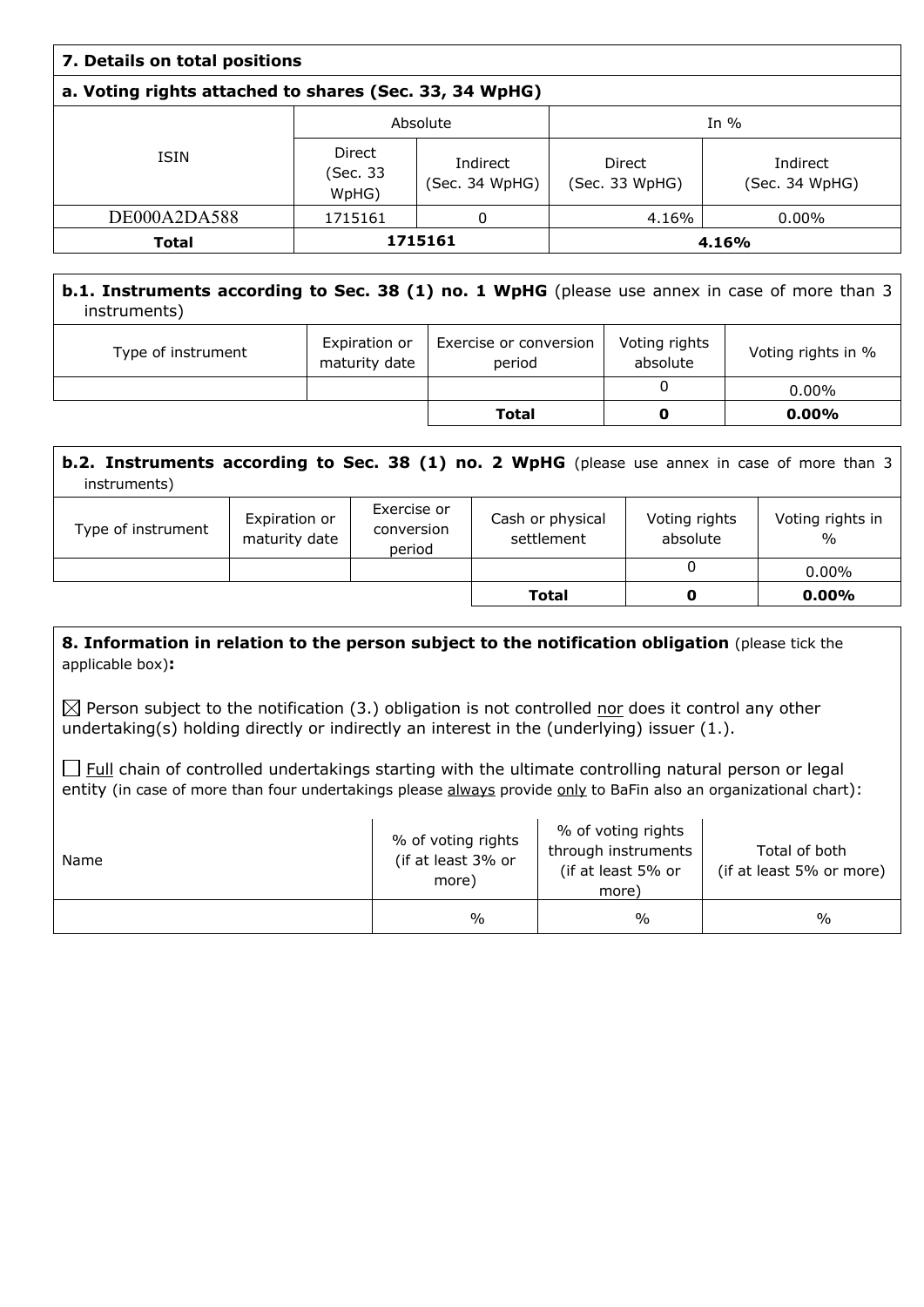## 7. Details on total positions

### a. Voting rights attached to shares (Sec. 33, 34 WpHG)

| ISIN | Absolute | | In % | |
|---|---|---|---|---|
| | Direct (Sec. 33 WpHG) | Indirect (Sec. 34 WpHG) | Direct (Sec. 33 WpHG) | Indirect (Sec. 34 WpHG) |
| DE000A2DA588 | 1715161 | 0 | 4.16% | 0.00% |
| **Total** | **1715161** | | **4.16%** | |

### b.1. Instruments according to Sec. 38 (1) no. 1 WpHG (please use annex in case of more than 3 instruments)

| Type of instrument | Expiration or maturity date | Exercise or conversion period | Voting rights absolute | Voting rights in % |
|---|---|---|---|---|
| | | | 0 | 0.00% |
| | | **Total** | **0** | **0.00%** |

### b.2. Instruments according to Sec. 38 (1) no. 2 WpHG (please use annex in case of more than 3 instruments)

| Type of instrument | Expiration or maturity date | Exercise or conversion period | Cash or physical settlement | Voting rights absolute | Voting rights in % |
|---|---|---|---|---|---|
| | | | | 0 | 0.00% |
| | | | **Total** | **0** | **0.00%** |

## 8. Information in relation to the person subject to the notification obligation (please tick the applicable box):

☒ Person subject to the notification (3.) obligation is not controlled nor does it control any other undertaking(s) holding directly or indirectly an interest in the (underlying) issuer (1.).

☐ Full chain of controlled undertakings starting with the ultimate controlling natural person or legal entity (in case of more than four undertakings please always provide only to BaFin also an organizational chart):

| Name | % of voting rights (if at least 3% or more) | % of voting rights through instruments (if at least 5% or more) | Total of both (if at least 5% or more) |
|---|---|---|---|
| | % | % | % |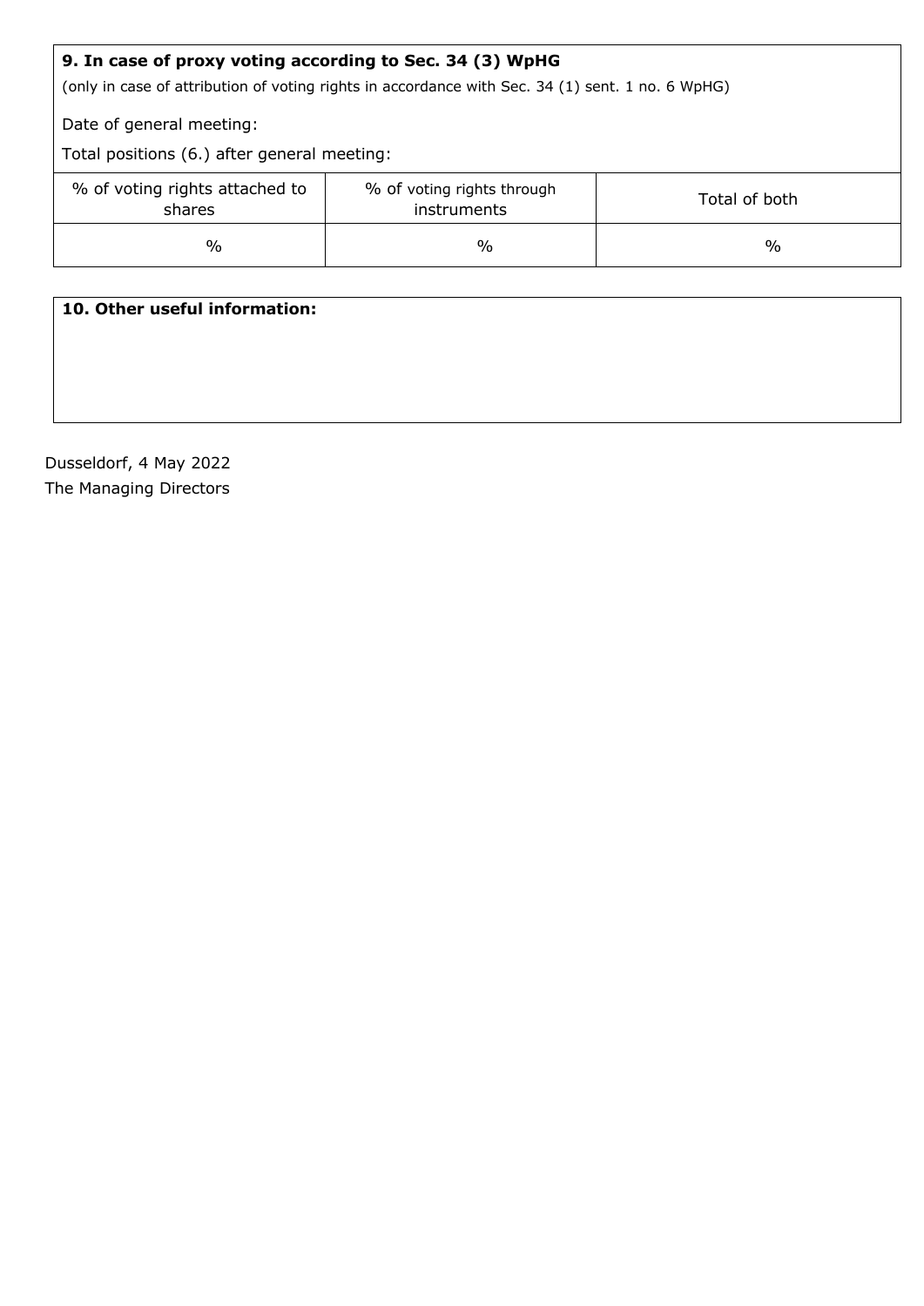### 9. In case of proxy voting according to Sec. 34 (3) WpHG

(only in case of attribution of voting rights in accordance with Sec. 34 (1) sent. 1 no. 6 WpHG)

Date of general meeting:

Total positions (6.) after general meeting:

| % of voting rights attached to shares | % of voting rights through instruments | Total of both |
| --- | --- | --- |
| % | % | % |

### 10. Other useful information:

Dusseldorf, 4 May 2022
The Managing Directors